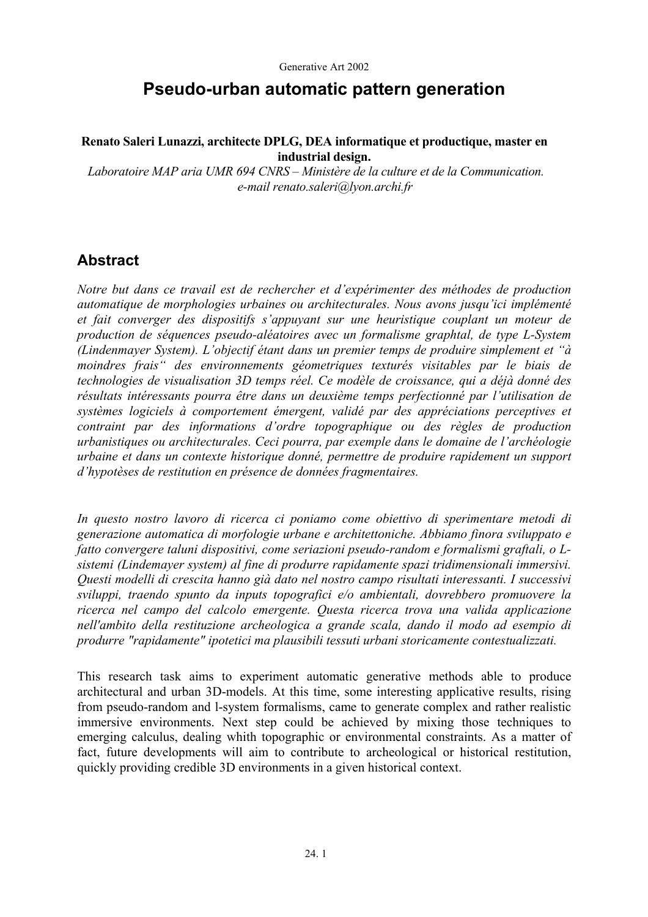# Pseudo-urban automatic pattern generation

**Renato Saleri Lunazzi, architecte DPLG, DEA informatique et productique, master en industrial design.**

*Laboratoire MAP aria UMR 694 CNRS – Ministère de la culture et de la Communication.*
*e-mail renato.saleri@lyon.archi.fr*

## Abstract

*Notre but dans ce travail est de rechercher et d'expérimenter des méthodes de production automatique de morphologies urbaines ou architecturales. Nous avons jusqu'ici implémenté et fait converger des dispositifs s'appuyant sur une heuristique couplant un moteur de production de séquences pseudo-aléatoires avec un formalisme graphtal, de type L-System (Lindenmayer System). L'objectif étant dans un premier temps de produire simplement et "à moindres frais" des environnements géometriques texturés visitables par le biais de technologies de visualisation 3D temps réel. Ce modèle de croissance, qui a déjà donné des résultats intéressants pourra être dans un deuxième temps perfectionné par l'utilisation de systèmes logiciels à comportement émergent, validé par des appréciations perceptives et contraint par des informations d'ordre topographique ou des règles de production urbanistiques ou architecturales. Ceci pourra, par exemple dans le domaine de l'archéologie urbaine et dans un contexte historique donné, permettre de produire rapidement un support d'hypotèses de restitution en présence de données fragmentaires.*

*In questo nostro lavoro di ricerca ci poniamo come obiettivo di sperimentare metodi di generazione automatica di morfologie urbane e architettoniche. Abbiamo finora sviluppato e fatto convergere taluni dispositivi, come seriazioni pseudo-random e formalismi graftali, o L-sistemi (Lindemayer system) al fine di produrre rapidamente spazi tridimensionali immersivi. Questi modelli di crescita hanno già dato nel nostro campo risultati interessanti. I successivi sviluppi, traendo spunto da inputs topografici e/o ambientali, dovrebbero promuovere la ricerca nel campo del calcolo emergente. Questa ricerca trova una valida applicazione nell'ambito della restituzione archeologica a grande scala, dando il modo ad esempio di produrre "rapidamente" ipotetici ma plausibili tessuti urbani storicamente contestualizzati.*

This research task aims to experiment automatic generative methods able to produce architectural and urban 3D-models. At this time, some interesting applicative results, rising from pseudo-random and l-system formalisms, came to generate complex and rather realistic immersive environments. Next step could be achieved by mixing those techniques to emerging calculus, dealing whith topographic or environmental constraints. As a matter of fact, future developments will aim to contribute to archeological or historical restitution, quickly providing credible 3D environments in a given historical context.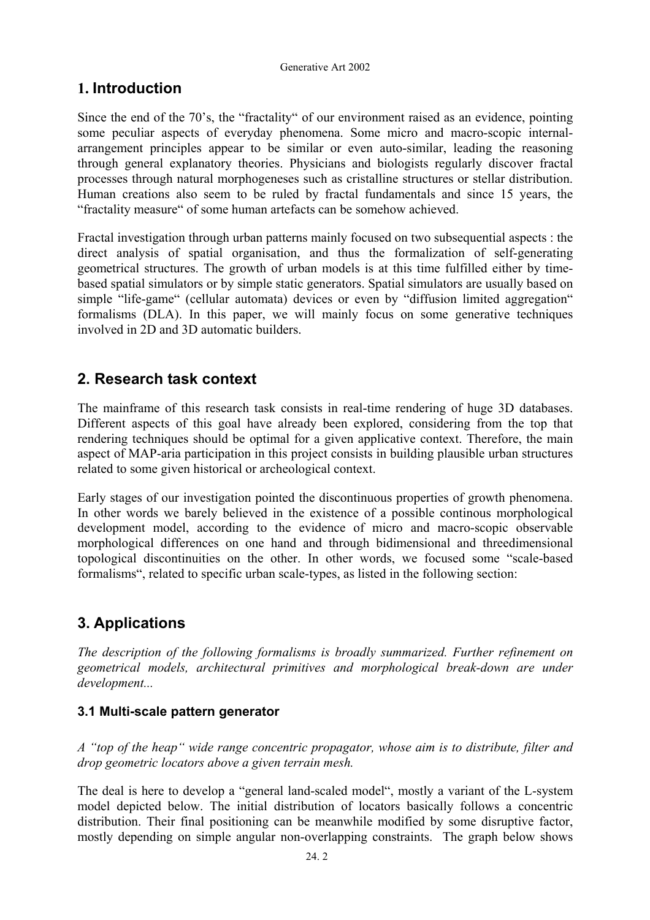## 1. Introduction

Since the end of the 70's, the "fractality" of our environment raised as an evidence, pointing some peculiar aspects of everyday phenomena. Some micro and macro-scopic internal-arrangement principles appear to be similar or even auto-similar, leading the reasoning through general explanatory theories. Physicians and biologists regularly discover fractal processes through natural morphogeneses such as cristalline structures or stellar distribution. Human creations also seem to be ruled by fractal fundamentals and since 15 years, the "fractality measure" of some human artefacts can be somehow achieved.

Fractal investigation through urban patterns mainly focused on two subsequential aspects : the direct analysis of spatial organisation, and thus the formalization of self-generating geometrical structures. The growth of urban models is at this time fulfilled either by time-based spatial simulators or by simple static generators. Spatial simulators are usually based on simple "life-game" (cellular automata) devices or even by "diffusion limited aggregation" formalisms (DLA). In this paper, we will mainly focus on some generative techniques involved in 2D and 3D automatic builders.

## 2. Research task context

The mainframe of this research task consists in real-time rendering of huge 3D databases. Different aspects of this goal have already been explored, considering from the top that rendering techniques should be optimal for a given applicative context. Therefore, the main aspect of MAP-aria participation in this project consists in building plausible urban structures related to some given historical or archeological context.

Early stages of our investigation pointed the discontinuous properties of growth phenomena. In other words we barely believed in the existence of a possible continous morphological development model, according to the evidence of micro and macro-scopic observable morphological differences on one hand and through bidimensional and threedimensional topological discontinuities on the other. In other words, we focused some "scale-based formalisms", related to specific urban scale-types, as listed in the following section:

## 3. Applications

*The description of the following formalisms is broadly summarized. Further refinement on geometrical models, architectural primitives and morphological break-down are under development...*

### 3.1 Multi-scale pattern generator

*A "top of the heap" wide range concentric propagator, whose aim is to distribute, filter and drop geometric locators above a given terrain mesh.*

The deal is here to develop a "general land-scaled model", mostly a variant of the L-system model depicted below. The initial distribution of locators basically follows a concentric distribution. Their final positioning can be meanwhile modified by some disruptive factor, mostly depending on simple angular non-overlapping constraints. The graph below shows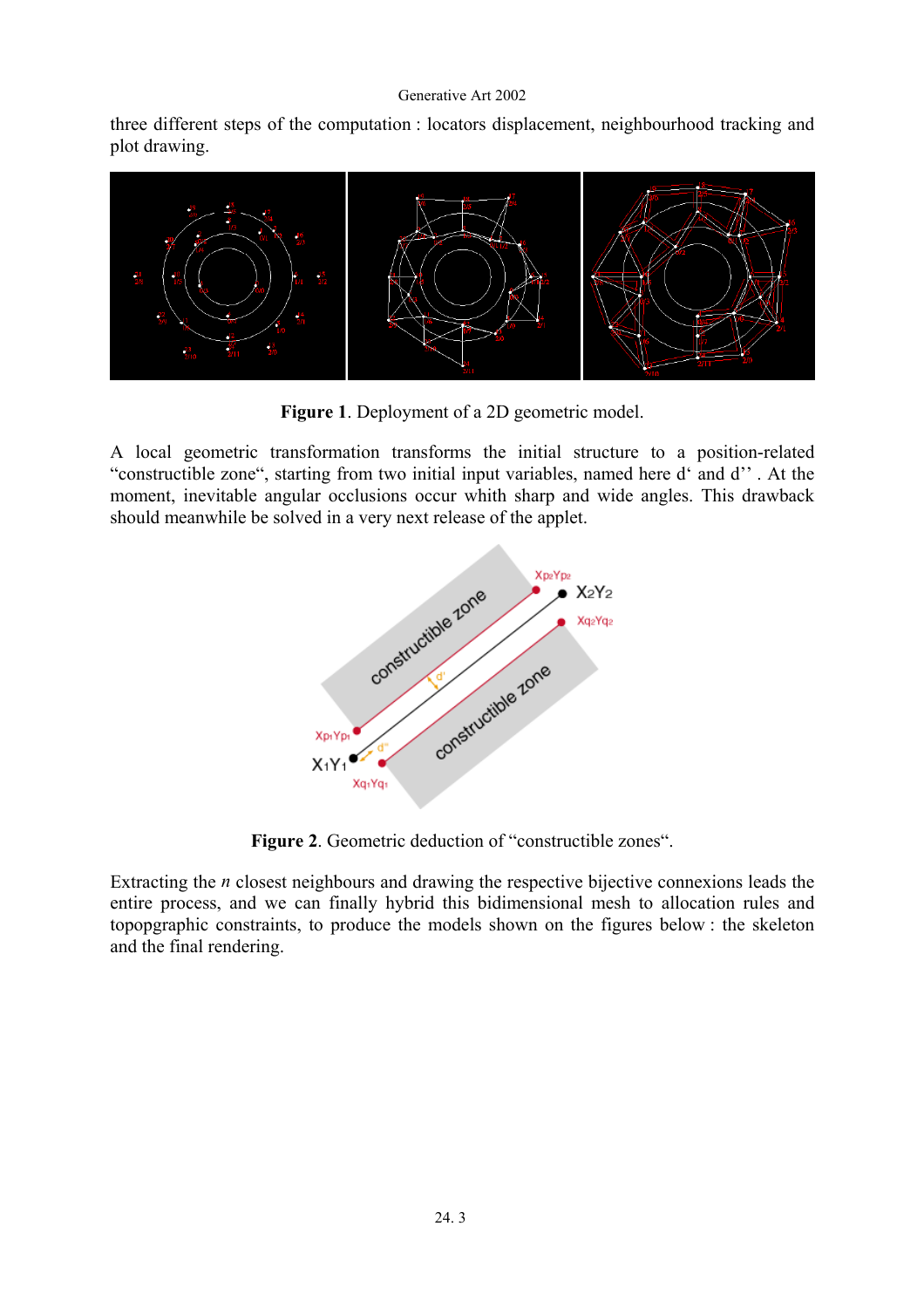three different steps of the computation : locators displacement, neighbourhood tracking and plot drawing.

**Figure 1**. Deployment of a 2D geometric model.

A local geometric transformation transforms the initial structure to a position-related “constructible zone“, starting from two initial input variables, named here d‘ and d’’ . At the moment, inevitable angular occlusions occur whith sharp and wide angles. This drawback should meanwhile be solved in a very next release of the applet.

**Figure 2**. Geometric deduction of “constructible zones“.

Extracting the *n* closest neighbours and drawing the respective bijective connexions leads the entire process, and we can finally hybrid this bidimensional mesh to allocation rules and topopgraphic constraints, to produce the models shown on the figures below : the skeleton and the final rendering.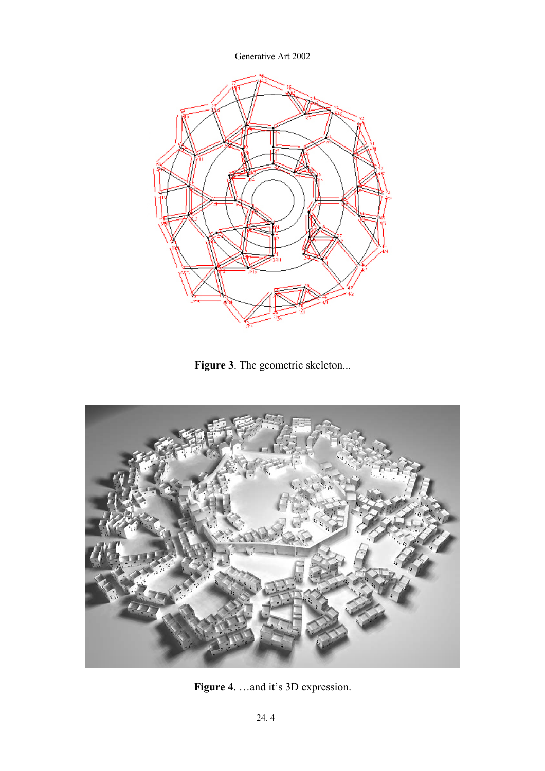**Figure 3**. The geometric skeleton...

**Figure 4**. …and it's 3D expression.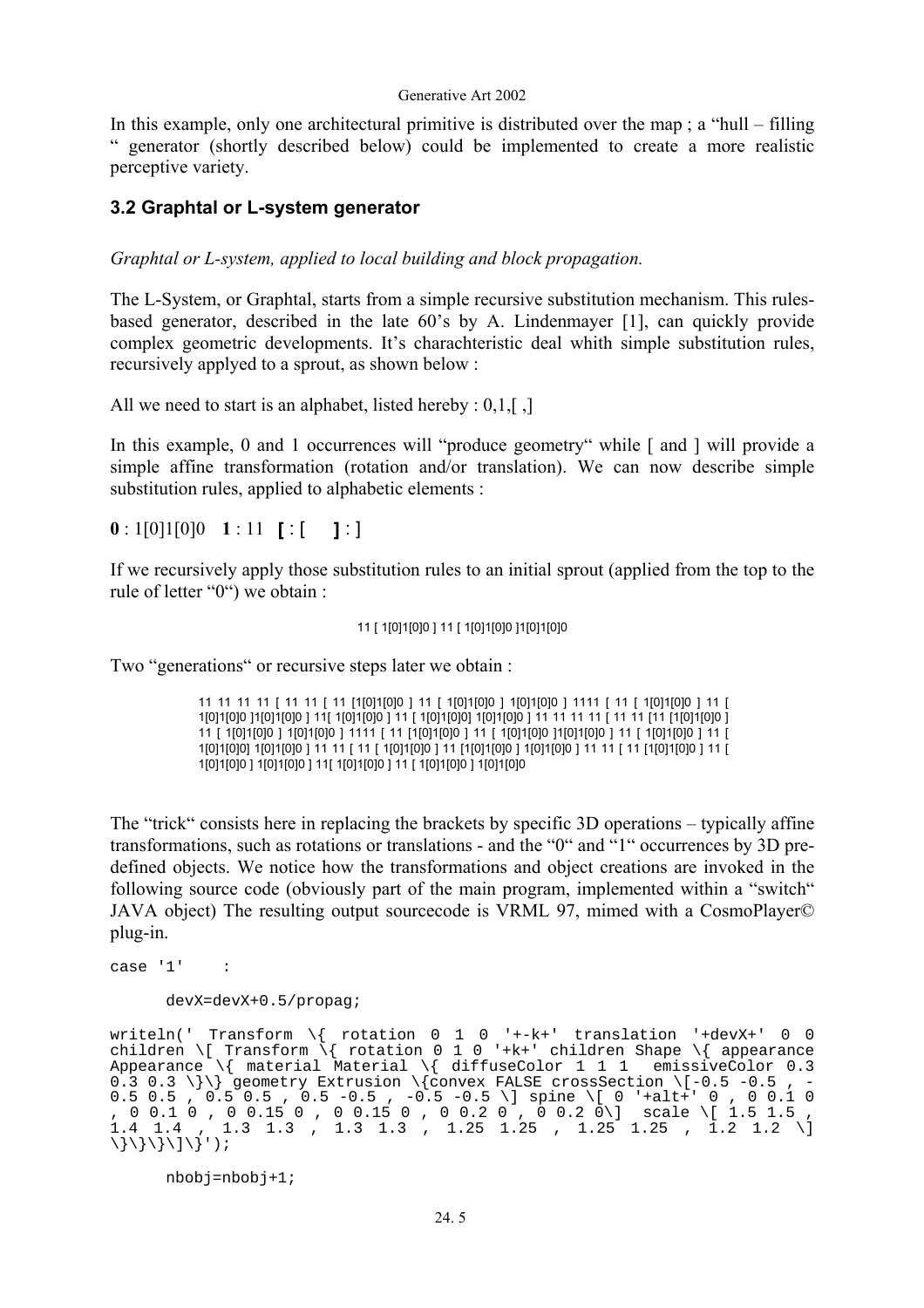In this example, only one architectural primitive is distributed over the map ; a "hull – filling " generator (shortly described below) could be implemented to create a more realistic perceptive variety.

### 3.2 Graphtal or L-system generator

*Graphtal or L-system, applied to local building and block propagation.*

The L-System, or Graphtal, starts from a simple recursive substitution mechanism. This rules-based generator, described in the late 60's by A. Lindenmayer [1], can quickly provide complex geometric developments. It's charachteristic deal whith simple substitution rules, recursively applyed to a sprout, as shown below :

All we need to start is an alphabet, listed hereby : 0,1,[ ,]

In this example, 0 and 1 occurrences will "produce geometry" while [ and ] will provide a simple affine transformation (rotation and/or translation). We can now describe simple substitution rules, applied to alphabetic elements :

**0** : 1[0]1[0]0 **1** : 11 **[** : [ **]** : ]

If we recursively apply those substitution rules to an initial sprout (applied from the top to the rule of letter "0") we obtain :

11 [ 1[0]1[0]0 ] 11 [ 1[0]1[0]0 ]1[0]1[0]0

Two "generations" or recursive steps later we obtain :

11 11 11 11 [ 11 11 [ 11 [1[0]1[0]0 ] 11 [ 1[0]1[0]0 ] 1[0]1[0]0 ] 1111 [ 11 [ 1[0]1[0]0 ] 11 [ 1[0]1[0]0 ]1[0]1[0]0 ] 11[ 1[0]1[0]0 ] 11 [ 1[0]1[0]0] 1[0]1[0]0 ] 11 11 11 11 [ 11 11 [11 [1[0]1[0]0 ] 11 [ 1[0]1[0]0 ] 1[0]1[0]0 ] 1111 [ 11 [1[0]1[0]0 ] 11 [ 1[0]1[0]0 ]1[0]1[0]0 ] 11 [ 1[0]1[0]0 ] 11 [ 1[0]1[0]0] 1[0]1[0]0 ] 11 11 [ 11 [ 1[0]1[0]0 ] 11 [1[0]1[0]0 ] 1[0]1[0]0 ] 11 11 [ 11 [1[0]1[0]0 ] 11 [ 1[0]1[0]0 ] 1[0]1[0]0 ] 11[ 1[0]1[0]0 ] 11 [ 1[0]1[0]0 ] 1[0]1[0]0

The "trick" consists here in replacing the brackets by specific 3D operations – typically affine transformations, such as rotations or translations - and the "0" and "1" occurrences by 3D pre-defined objects. We notice how the transformations and object creations are invoked in the following source code (obviously part of the main program, implemented within a "switch" JAVA object) The resulting output sourcecode is VRML 97, mimed with a CosmoPlayer© plug-in.

```
case '1'    :

      devX=devX+0.5/propag;

writeln(' Transform \{ rotation 0 1 0 '+-k+' translation '+devX+' 0 0
children \[ Transform \{ rotation 0 1 0 '+k+' children Shape \{ appearance
Appearance \{ material Material \{ diffuseColor 1 1 1  emissiveColor 0.3
0.3 0.3 \}\} geometry Extrusion \{convex FALSE crossSection \[-0.5 -0.5 , -
0.5 0.5 , 0.5 0.5 , 0.5 -0.5 , -0.5 -0.5 \] spine \[ 0 '+alt+' 0 , 0 0.1 0
, 0 0.1 0 , 0 0.15 0 , 0 0.15 0 , 0 0.2 0 , 0 0.2 0\]  scale \[ 1.5 1.5 ,
1.4 1.4  ,  1.3 1.3  ,  1.3 1.3  ,  1.25 1.25  ,  1.25 1.25  ,  1.2 1.2  \]
\}\}\}\]\}');

      nbobj=nbobj+1;
```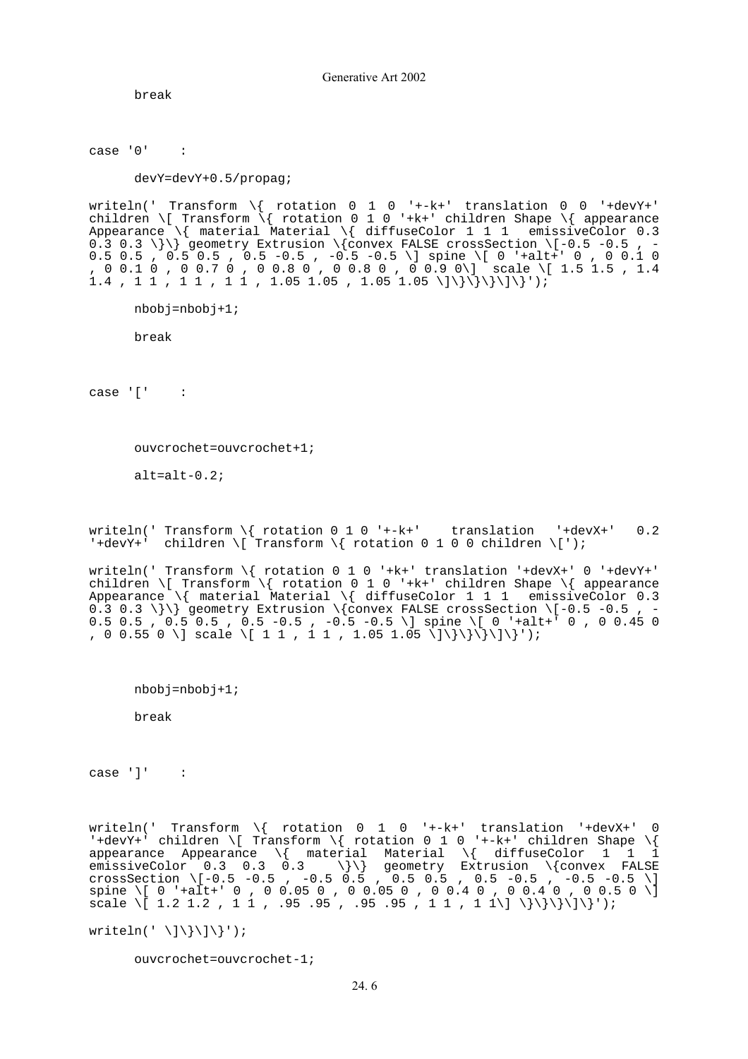```
      break


case '0'    :

      devY=devY+0.5/propag;

writeln(' Transform \{ rotation 0 1 0 '+-k+' translation 0 0 '+devY+' children \[ Transform \{ rotation 0 1 0 '+k+' children Shape \{ appearance Appearance \{ material Material \{ diffuseColor 1 1 1  emissiveColor 0.3 0.3 0.3 \}\} geometry Extrusion \{convex FALSE crossSection \[-0.5 -0.5 , -0.5 0.5 , 0.5 0.5 , 0.5 -0.5 , -0.5 -0.5 \] spine \[ 0 '+alt+' 0 , 0 0.1 0 , 0 0.1 0 , 0 0.7 0 , 0 0.8 0 , 0 0.8 0 , 0 0.9 0\]  scale \[ 1.5 1.5 , 1.4 1.4 , 1 1 , 1 1 , 1 1 , 1.05 1.05 , 1.05 1.05 \]\}\}\}\]\}');

      nbobj=nbobj+1;

      break


case '['    :


      ouvcrochet=ouvcrochet+1;

      alt=alt-0.2;


writeln(' Transform \{ rotation 0 1 0 '+-k+'    translation   '+devX+'   0.2 '+devY+'  children \[ Transform \{ rotation 0 1 0 0 children \[');

writeln(' Transform \{ rotation 0 1 0 '+k+' translation '+devX+' 0 '+devY+' children \[ Transform \{ rotation 0 1 0 '+k+' children Shape \{ appearance Appearance \{ material Material \{ diffuseColor 1 1 1  emissiveColor 0.3 0.3 0.3 \}\} geometry Extrusion \{convex FALSE crossSection \[-0.5 -0.5 , -0.5 0.5 , 0.5 0.5 , 0.5 -0.5 , -0.5 -0.5 \] spine \[ 0 '+alt+' 0 , 0 0.45 0 , 0 0.55 0 \] scale \[ 1 1 , 1 1 , 1.05 1.05 \]\}\}\}\]\}');


      nbobj=nbobj+1;

      break


case ']'    :


writeln(' Transform \{ rotation 0 1 0 '+-k+' translation '+devX+' 0 '+devY+' children \[ Transform \{ rotation 0 1 0 '+-k+' children Shape \{ appearance Appearance \{ material Material \{ diffuseColor 1 1 1 emissiveColor 0.3 0.3 0.3   \}\} geometry Extrusion \{convex FALSE crossSection \[-0.5 -0.5 , -0.5 0.5 , 0.5 0.5 , 0.5 -0.5 , -0.5 -0.5 \] spine \[ 0 '+alt+' 0 , 0 0.05 0 , 0 0.05 0 , 0 0.4 0 , 0 0.4 0 , 0 0.5 0 \] scale \[ 1.2 1.2 , 1 1 , .95 .95 , .95 .95 , 1 1 , 1 1\] \}\}\}\]\}');

writeln(' \]\}\]\}');

      ouvcrochet=ouvcrochet-1;
```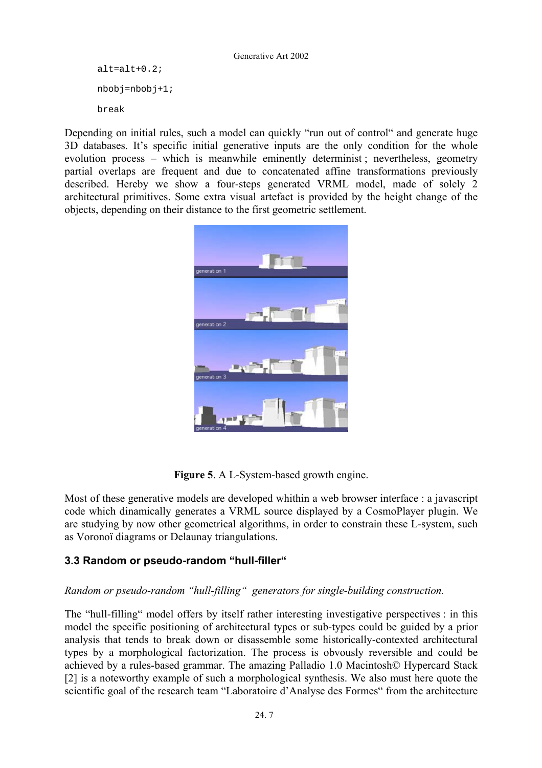```
alt=alt+0.2;

nbobj=nbobj+1;

break
```

Depending on initial rules, such a model can quickly "run out of control" and generate huge 3D databases. It's specific initial generative inputs are the only condition for the whole evolution process – which is meanwhile eminently determinist ; nevertheless, geometry partial overlaps are frequent and due to concatenated affine transformations previously described. Hereby we show a four-steps generated VRML model, made of solely 2 architectural primitives. Some extra visual artefact is provided by the height change of the objects, depending on their distance to the first geometric settlement.

**Figure 5**. A L-System-based growth engine.

Most of these generative models are developed whithin a web browser interface : a javascript code which dinamically generates a VRML source displayed by a CosmoPlayer plugin. We are studying by now other geometrical algorithms, in order to constrain these L-system, such as Voronoï diagrams or Delaunay triangulations.

### 3.3 Random or pseudo-random "hull-filler"

*Random or pseudo-random "hull-filling" generators for single-building construction.*

The "hull-filling" model offers by itself rather interesting investigative perspectives : in this model the specific positioning of architectural types or sub-types could be guided by a prior analysis that tends to break down or disassemble some historically-contexted architectural types by a morphological factorization. The process is obvously reversible and could be achieved by a rules-based grammar. The amazing Palladio 1.0 Macintosh© Hypercard Stack [2] is a noteworthy example of such a morphological synthesis. We also must here quote the scientific goal of the research team "Laboratoire d'Analyse des Formes" from the architecture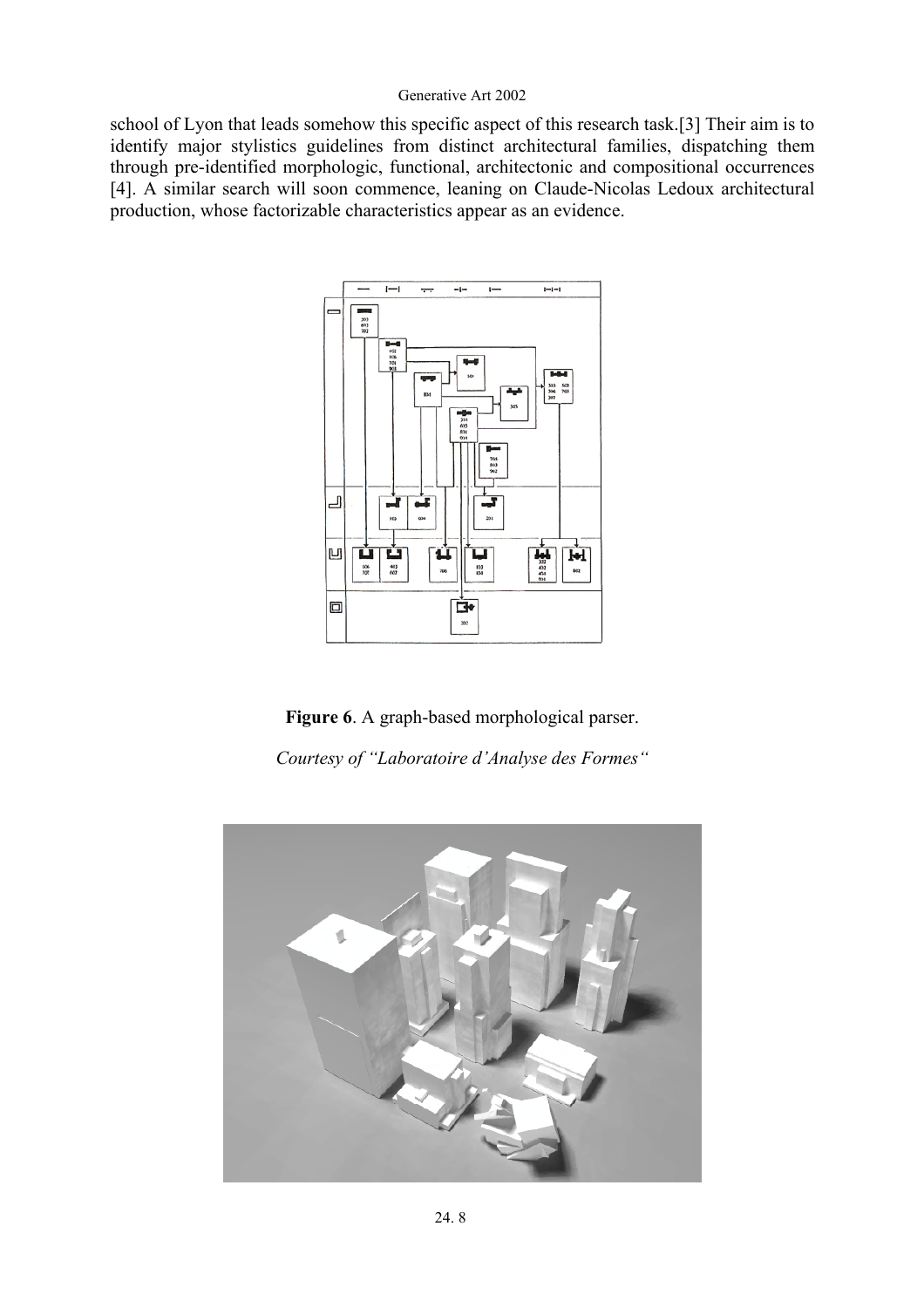school of Lyon that leads somehow this specific aspect of this research task.[3] Their aim is to identify major stylistics guidelines from distinct architectural families, dispatching them through pre-identified morphologic, functional, architectonic and compositional occurrences [4]. A similar search will soon commence, leaning on Claude-Nicolas Ledoux architectural production, whose factorizable characteristics appear as an evidence.

**Figure 6**. A graph-based morphological parser.

*Courtesy of "Laboratoire d'Analyse des Formes"*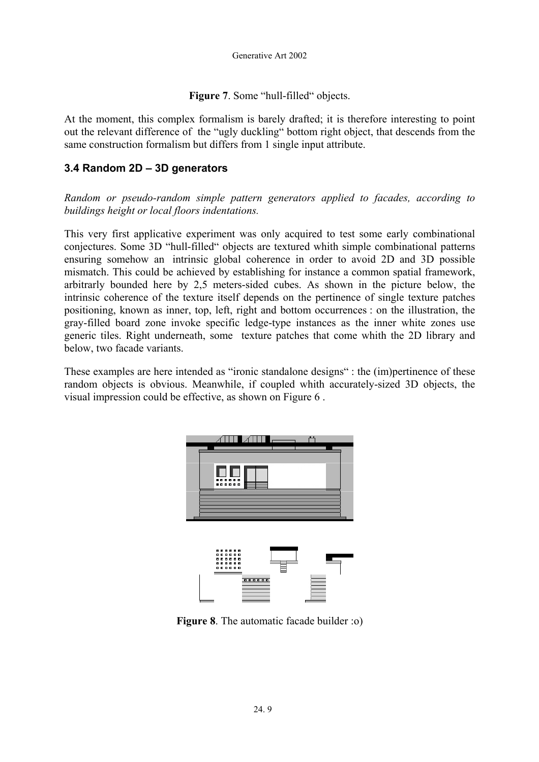**Figure 7**. Some "hull-filled" objects.

At the moment, this complex formalism is barely drafted; it is therefore interesting to point out the relevant difference of the "ugly duckling" bottom right object, that descends from the same construction formalism but differs from 1 single input attribute.

### 3.4 Random 2D – 3D generators

*Random or pseudo-random simple pattern generators applied to facades, according to buildings height or local floors indentations.*

This very first applicative experiment was only acquired to test some early combinational conjectures. Some 3D "hull-filled" objects are textured whith simple combinational patterns ensuring somehow an intrinsic global coherence in order to avoid 2D and 3D possible mismatch. This could be achieved by establishing for instance a common spatial framework, arbitrarly bounded here by 2,5 meters-sided cubes. As shown in the picture below, the intrinsic coherence of the texture itself depends on the pertinence of single texture patches positioning, known as inner, top, left, right and bottom occurrences : on the illustration, the gray-filled board zone invoke specific ledge-type instances as the inner white zones use generic tiles. Right underneath, some texture patches that come whith the 2D library and below, two facade variants.

These examples are here intended as "ironic standalone designs" : the (im)pertinence of these random objects is obvious. Meanwhile, if coupled whith accurately-sized 3D objects, the visual impression could be effective, as shown on Figure 6 .

**Figure 8**. The automatic facade builder :o)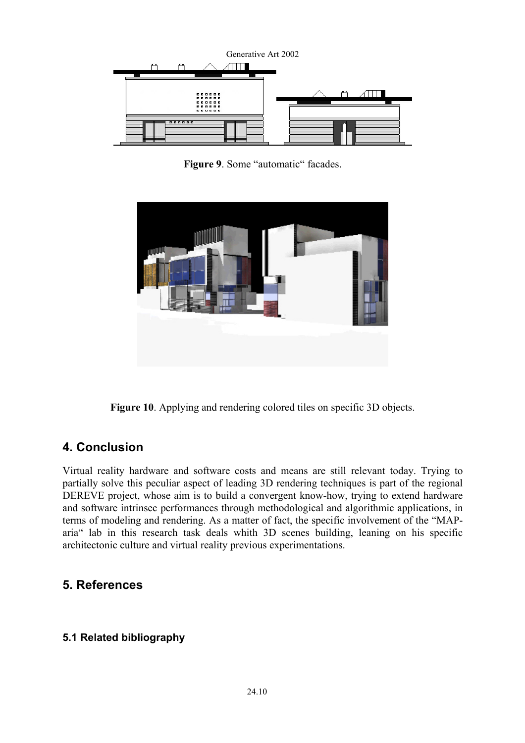**Figure 9**. Some "automatic" facades.

**Figure 10**. Applying and rendering colored tiles on specific 3D objects.

## 4. Conclusion

Virtual reality hardware and software costs and means are still relevant today. Trying to partially solve this peculiar aspect of leading 3D rendering techniques is part of the regional DEREVE project, whose aim is to build a convergent know-how, trying to extend hardware and software intrinsec performances through methodological and algorithmic applications, in terms of modeling and rendering. As a matter of fact, the specific involvement of the "MAP-aria" lab in this research task deals whith 3D scenes building, leaning on his specific architectonic culture and virtual reality previous experimentations.

## 5. References

### 5.1 Related bibliography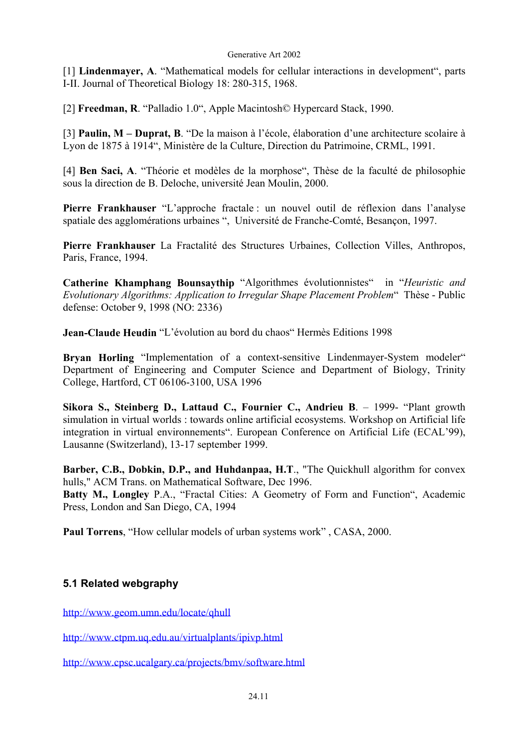[1] **Lindenmayer, A**. “Mathematical models for cellular interactions in development“, parts I-II. Journal of Theoretical Biology 18: 280-315, 1968.

[2] **Freedman, R**. “Palladio 1.0“, Apple Macintosh© Hypercard Stack, 1990.

[3] **Paulin, M – Duprat, B**. “De la maison à l’école, élaboration d’une architecture scolaire à Lyon de 1875 à 1914“, Ministère de la Culture, Direction du Patrimoine, CRML, 1991.

[4] **Ben Saci, A**. “Théorie et modèles de la morphose“, Thèse de la faculté de philosophie sous la direction de B. Deloche, université Jean Moulin, 2000.

**Pierre Frankhauser** “L’approche fractale : un nouvel outil de réflexion dans l’analyse spatiale des agglomérations urbaines “, Université de Franche-Comté, Besançon, 1997.

**Pierre Frankhauser** La Fractalité des Structures Urbaines, Collection Villes, Anthropos, Paris, France, 1994.

**Catherine Khamphang Bounsaythip** “Algorithmes évolutionnistes“ in “*Heuristic and Evolutionary Algorithms: Application to Irregular Shape Placement Problem*“ Thèse - Public defense: October 9, 1998 (NO: 2336)

**Jean-Claude Heudin** “L’évolution au bord du chaos“ Hermès Editions 1998

**Bryan Horling** “Implementation of a context-sensitive Lindenmayer-System modeler“ Department of Engineering and Computer Science and Department of Biology, Trinity College, Hartford, CT 06106-3100, USA 1996

**Sikora S., Steinberg D., Lattaud C., Fournier C., Andrieu B**. – 1999- “Plant growth simulation in virtual worlds : towards online artificial ecosystems. Workshop on Artificial life integration in virtual environnements“. European Conference on Artificial Life (ECAL’99), Lausanne (Switzerland), 13-17 september 1999.

**Barber, C.B., Dobkin, D.P., and Huhdanpaa, H.T**., "The Quickhull algorithm for convex hulls," ACM Trans. on Mathematical Software, Dec 1996.

**Batty M., Longley** P.A., “Fractal Cities: A Geometry of Form and Function“, Academic Press, London and San Diego, CA, 1994

**Paul Torrens**, “How cellular models of urban systems work” , CASA, 2000.

### 5.1 Related webgraphy

http://www.geom.umn.edu/locate/qhull

http://www.ctpm.uq.edu.au/virtualplants/ipivp.html

http://www.cpsc.ucalgary.ca/projects/bmv/software.html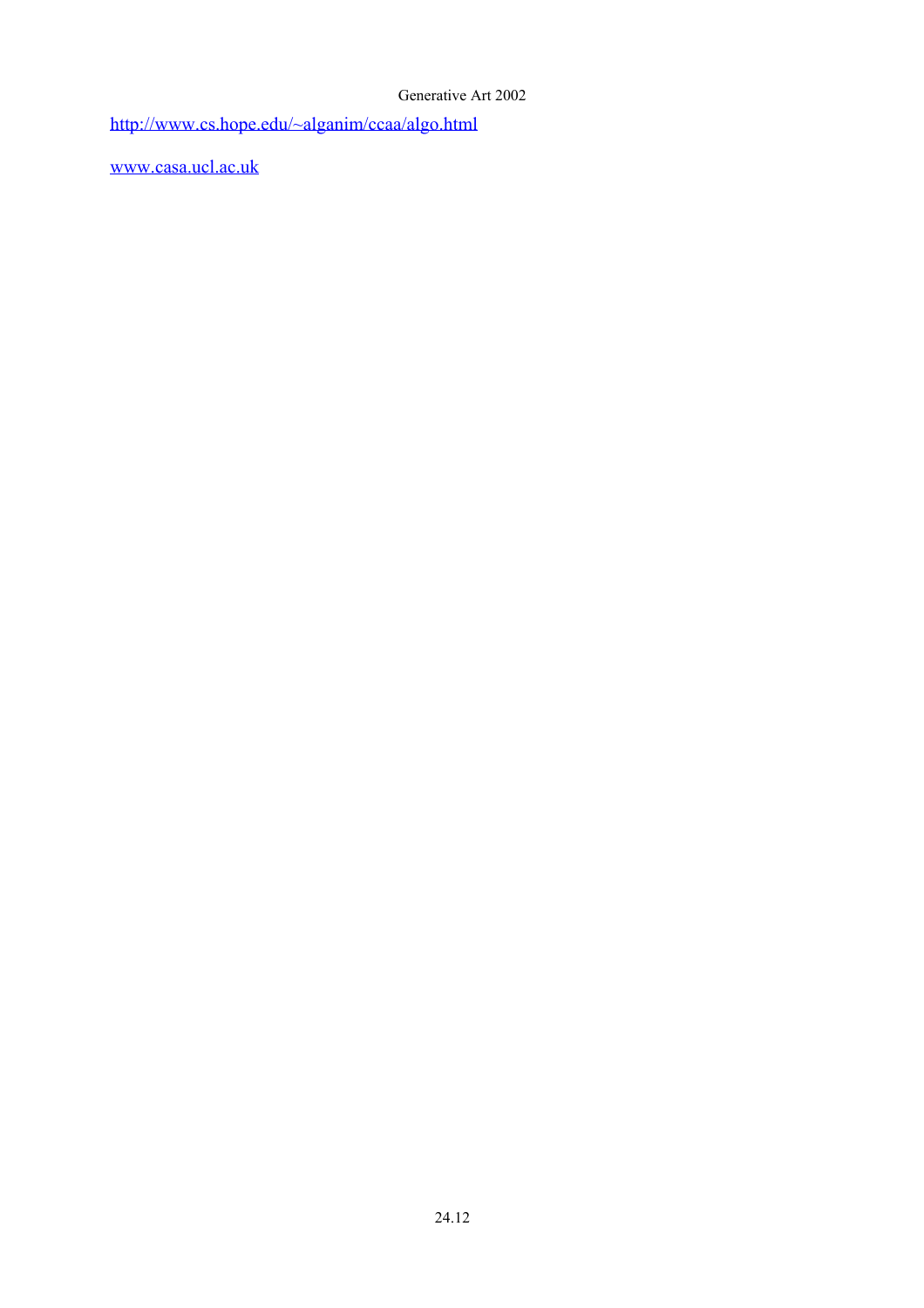http://www.cs.hope.edu/~alganim/ccaa/algo.html

www.casa.ucl.ac.uk